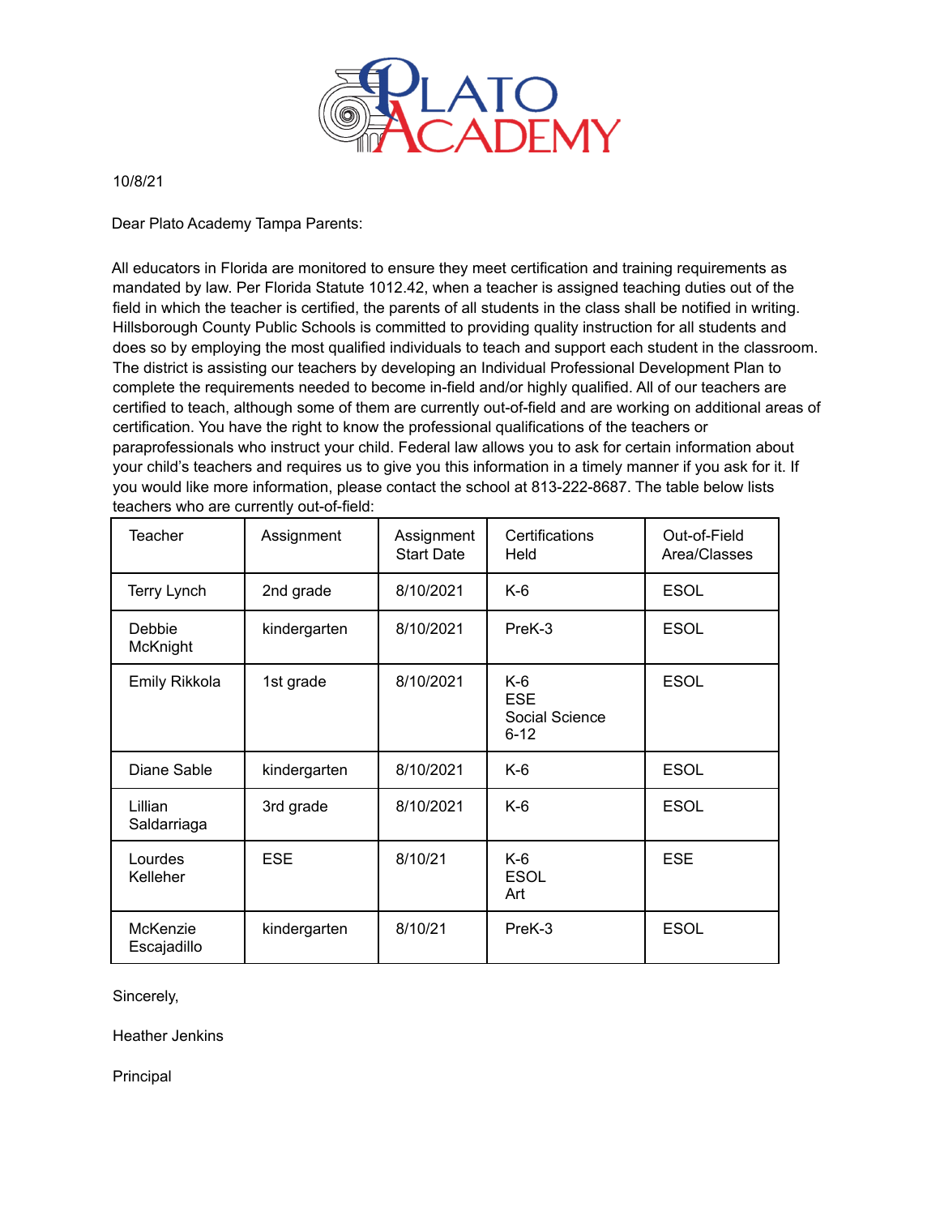PLATO ACADEMY

10/8/21

Dear Plato Academy Tampa Parents:

All educators in Florida are monitored to ensure they meet certification and training requirements as mandated by law. Per Florida Statute 1012.42, when a teacher is assigned teaching duties out of the field in which the teacher is certified, the parents of all students in the class shall be notified in writing. Hillsborough County Public Schools is committed to providing quality instruction for all students and does so by employing the most qualified individuals to teach and support each student in the classroom. The district is assisting our teachers by developing an Individual Professional Development Plan to complete the requirements needed to become in-field and/or highly qualified. All of our teachers are certified to teach, although some of them are currently out-of-field and are working on additional areas of certification. You have the right to know the professional qualifications of the teachers or paraprofessionals who instruct your child. Federal law allows you to ask for certain information about your child's teachers and requires us to give you this information in a timely manner if you ask for it. If you would like more information, please contact the school at 813-222-8687. The table below lists teachers who are currently out-of-field:

| Teacher | Assignment | Assignment Start Date | Certifications Held | Out-of-Field Area/Classes |
|---|---|---|---|---|
| Terry Lynch | 2nd grade | 8/10/2021 | K-6 | ESOL |
| Debbie McKnight | kindergarten | 8/10/2021 | PreK-3 | ESOL |
| Emily Rikkola | 1st grade | 8/10/2021 | K-6<br>ESE<br>Social Science 6-12 | ESOL |
| Diane Sable | kindergarten | 8/10/2021 | K-6 | ESOL |
| Lillian Saldarriaga | 3rd grade | 8/10/2021 | K-6 | ESOL |
| Lourdes Kelleher | ESE | 8/10/21 | K-6<br>ESOL<br>Art | ESE |
| McKenzie Escajadillo | kindergarten | 8/10/21 | PreK-3 | ESOL |

Sincerely,

Heather Jenkins

Principal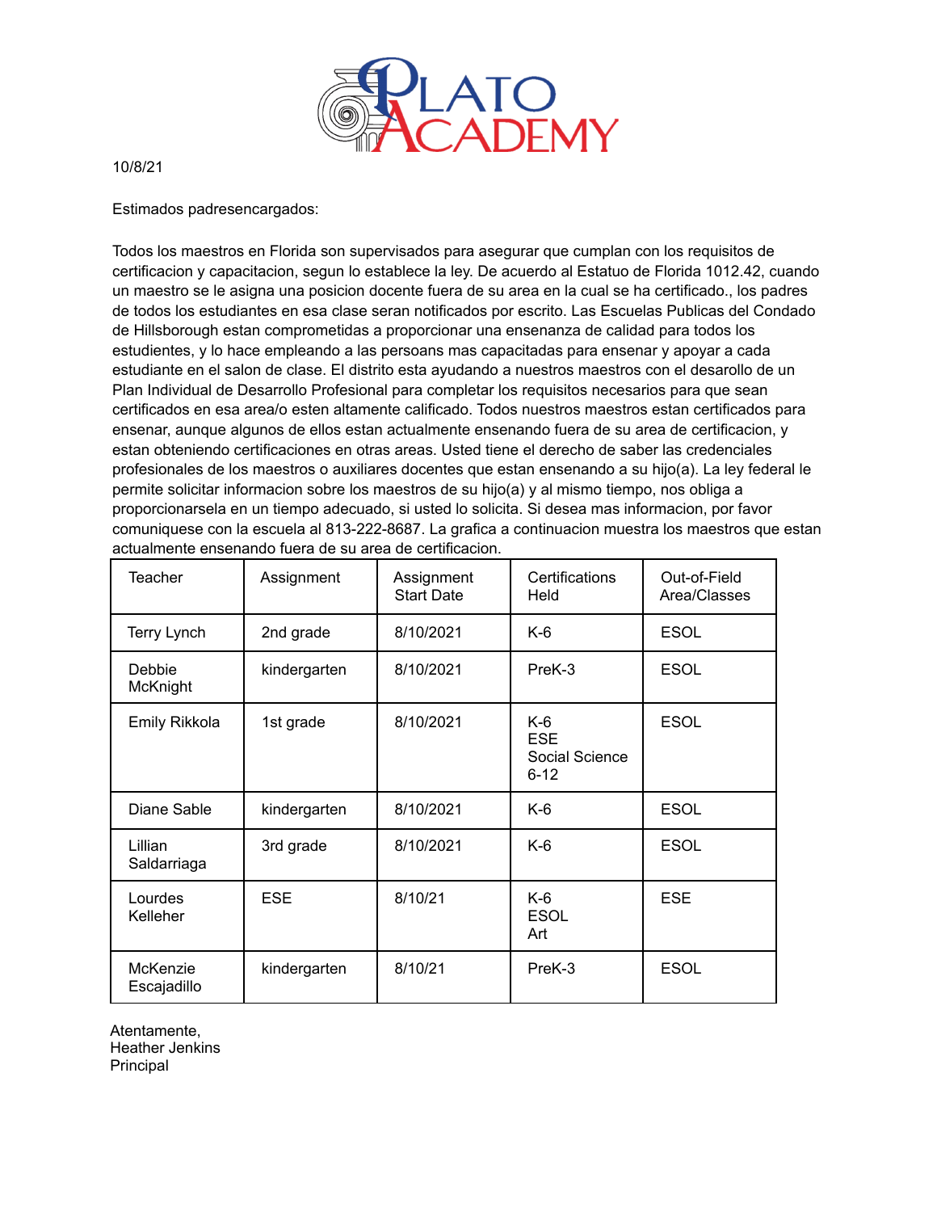10/8/21

Estimados padresencargados:

Todos los maestros en Florida son supervisados para asegurar que cumplan con los requisitos de certificacion y capacitacion, segun lo establece la ley. De acuerdo al Estatuo de Florida 1012.42, cuando un maestro se le asigna una posicion docente fuera de su area en la cual se ha certificado., los padres de todos los estudiantes en esa clase seran notificados por escrito. Las Escuelas Publicas del Condado de Hillsborough estan comprometidas a proporcionar una ensenanza de calidad para todos los estudientes, y lo hace empleando a las persoans mas capacitadas para ensenar y apoyar a cada estudiante en el salon de clase. El distrito esta ayudando a nuestros maestros con el desarollo de un Plan Individual de Desarrollo Profesional para completar los requisitos necesarios para que sean certificados en esa area/o esten altamente calificado. Todos nuestros maestros estan certificados para ensenar, aunque algunos de ellos estan actualmente ensenando fuera de su area de certificacion, y estan obteniendo certificaciones en otras areas. Usted tiene el derecho de saber las credenciales profesionales de los maestros o auxiliares docentes que estan ensenando a su hijo(a). La ley federal le permite solicitar informacion sobre los maestros de su hijo(a) y al mismo tiempo, nos obliga a proporcionarsela en un tiempo adecuado, si usted lo solicita. Si desea mas informacion, por favor comuniquese con la escuela al 813-222-8687. La grafica a continuacion muestra los maestros que estan actualmente ensenando fuera de su area de certificacion.

| Teacher | Assignment | Assignment Start Date | Certifications Held | Out-of-Field Area/Classes |
|---|---|---|---|---|
| Terry Lynch | 2nd grade | 8/10/2021 | K-6 | ESOL |
| Debbie McKnight | kindergarten | 8/10/2021 | PreK-3 | ESOL |
| Emily Rikkola | 1st grade | 8/10/2021 | K-6<br>ESE<br>Social Science 6-12 | ESOL |
| Diane Sable | kindergarten | 8/10/2021 | K-6 | ESOL |
| Lillian Saldarriaga | 3rd grade | 8/10/2021 | K-6 | ESOL |
| Lourdes Kelleher | ESE | 8/10/21 | K-6<br>ESOL<br>Art | ESE |
| McKenzie Escajadillo | kindergarten | 8/10/21 | PreK-3 | ESOL |

Atentamente,
Heather Jenkins
Principal